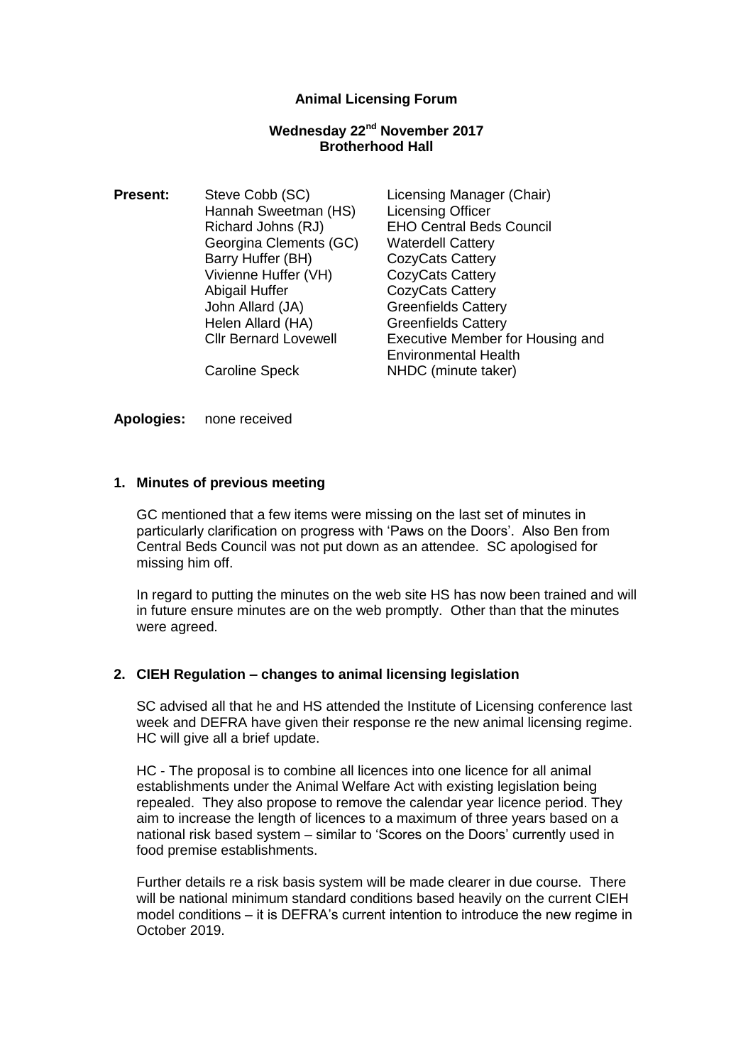**Animal Licensing Forum**

**Wednesday 22nd November 2017**
**Brotherhood Hall**

**Present:**

| | |
|---|---|
| Steve Cobb (SC) | Licensing Manager (Chair) |
| Hannah Sweetman (HS) | Licensing Officer |
| Richard Johns (RJ) | EHO Central Beds Council |
| Georgina Clements (GC) | Waterdell Cattery |
| Barry Huffer (BH) | CozyCats Cattery |
| Vivienne Huffer (VH) | CozyCats Cattery |
| Abigail Huffer | CozyCats Cattery |
| John Allard (JA) | Greenfields Cattery |
| Helen Allard (HA) | Greenfields Cattery |
| Cllr Bernard Lovewell | Executive Member for Housing and Environmental Health |
| Caroline Speck | NHDC (minute taker) |

**Apologies:** none received

**1. Minutes of previous meeting**

GC mentioned that a few items were missing on the last set of minutes in particularly clarification on progress with 'Paws on the Doors'. Also Ben from Central Beds Council was not put down as an attendee. SC apologised for missing him off.

In regard to putting the minutes on the web site HS has now been trained and will in future ensure minutes are on the web promptly. Other than that the minutes were agreed.

**2. CIEH Regulation – changes to animal licensing legislation**

SC advised all that he and HS attended the Institute of Licensing conference last week and DEFRA have given their response re the new animal licensing regime. HC will give all a brief update.

HC - The proposal is to combine all licences into one licence for all animal establishments under the Animal Welfare Act with existing legislation being repealed. They also propose to remove the calendar year licence period. They aim to increase the length of licences to a maximum of three years based on a national risk based system – similar to 'Scores on the Doors' currently used in food premise establishments.

Further details re a risk basis system will be made clearer in due course. There will be national minimum standard conditions based heavily on the current CIEH model conditions – it is DEFRA's current intention to introduce the new regime in October 2019.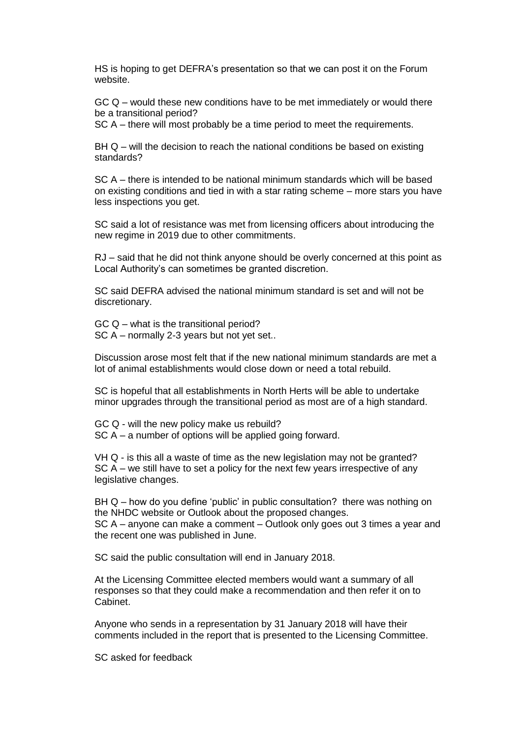HS is hoping to get DEFRA's presentation so that we can post it on the Forum website.

GC Q – would these new conditions have to be met immediately or would there be a transitional period?
SC A – there will most probably be a time period to meet the requirements.

BH Q – will the decision to reach the national conditions be based on existing standards?

SC A – there is intended to be national minimum standards which will be based on existing conditions and tied in with a star rating scheme – more stars you have less inspections you get.

SC said a lot of resistance was met from licensing officers about introducing the new regime in 2019 due to other commitments.

RJ – said that he did not think anyone should be overly concerned at this point as Local Authority's can sometimes be granted discretion.

SC said DEFRA advised the national minimum standard is set and will not be discretionary.

GC Q – what is the transitional period?
SC A – normally 2-3 years but not yet set..

Discussion arose most felt that if the new national minimum standards are met a lot of animal establishments would close down or need a total rebuild.

SC is hopeful that all establishments in North Herts will be able to undertake minor upgrades through the transitional period as most are of a high standard.

GC Q - will the new policy make us rebuild?
SC A – a number of options will be applied going forward.

VH Q - is this all a waste of time as the new legislation may not be granted?
SC A – we still have to set a policy for the next few years irrespective of any legislative changes.

BH Q – how do you define 'public' in public consultation? there was nothing on the NHDC website or Outlook about the proposed changes.
SC A – anyone can make a comment – Outlook only goes out 3 times a year and the recent one was published in June.

SC said the public consultation will end in January 2018.

At the Licensing Committee elected members would want a summary of all responses so that they could make a recommendation and then refer it on to Cabinet.

Anyone who sends in a representation by 31 January 2018 will have their comments included in the report that is presented to the Licensing Committee.

SC asked for feedback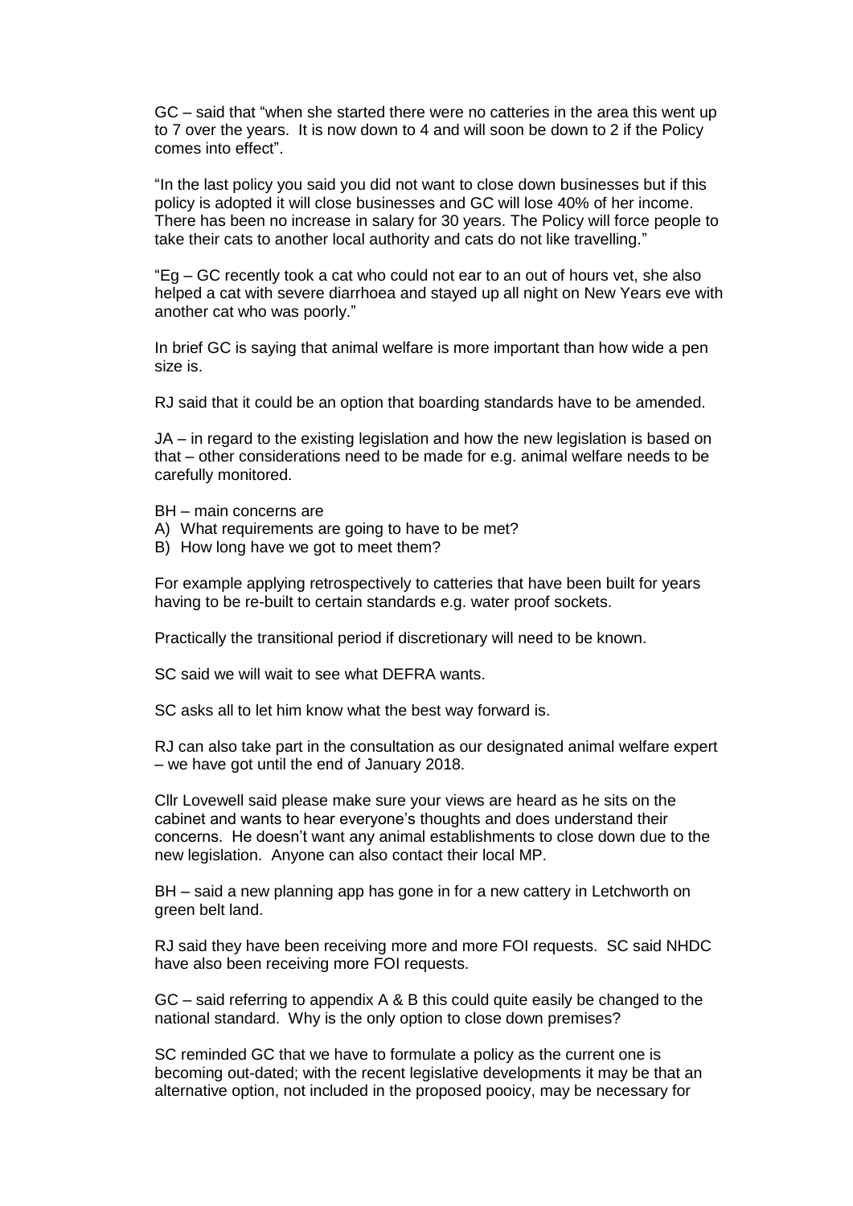GC – said that "when she started there were no catteries in the area this went up to 7 over the years. It is now down to 4 and will soon be down to 2 if the Policy comes into effect".

"In the last policy you said you did not want to close down businesses but if this policy is adopted it will close businesses and GC will lose 40% of her income. There has been no increase in salary for 30 years. The Policy will force people to take their cats to another local authority and cats do not like travelling."

"Eg – GC recently took a cat who could not ear to an out of hours vet, she also helped a cat with severe diarrhoea and stayed up all night on New Years eve with another cat who was poorly."

In brief GC is saying that animal welfare is more important than how wide a pen size is.

RJ said that it could be an option that boarding standards have to be amended.

JA – in regard to the existing legislation and how the new legislation is based on that – other considerations need to be made for e.g. animal welfare needs to be carefully monitored.

BH – main concerns are

A) What requirements are going to have to be met?
B) How long have we got to meet them?

For example applying retrospectively to catteries that have been built for years having to be re-built to certain standards e.g. water proof sockets.

Practically the transitional period if discretionary will need to be known.

SC said we will wait to see what DEFRA wants.

SC asks all to let him know what the best way forward is.

RJ can also take part in the consultation as our designated animal welfare expert – we have got until the end of January 2018.

Cllr Lovewell said please make sure your views are heard as he sits on the cabinet and wants to hear everyone's thoughts and does understand their concerns. He doesn't want any animal establishments to close down due to the new legislation. Anyone can also contact their local MP.

BH – said a new planning app has gone in for a new cattery in Letchworth on green belt land.

RJ said they have been receiving more and more FOI requests. SC said NHDC have also been receiving more FOI requests.

GC – said referring to appendix A & B this could quite easily be changed to the national standard. Why is the only option to close down premises?

SC reminded GC that we have to formulate a policy as the current one is becoming out-dated; with the recent legislative developments it may be that an alternative option, not included in the proposed pooicy, may be necessary for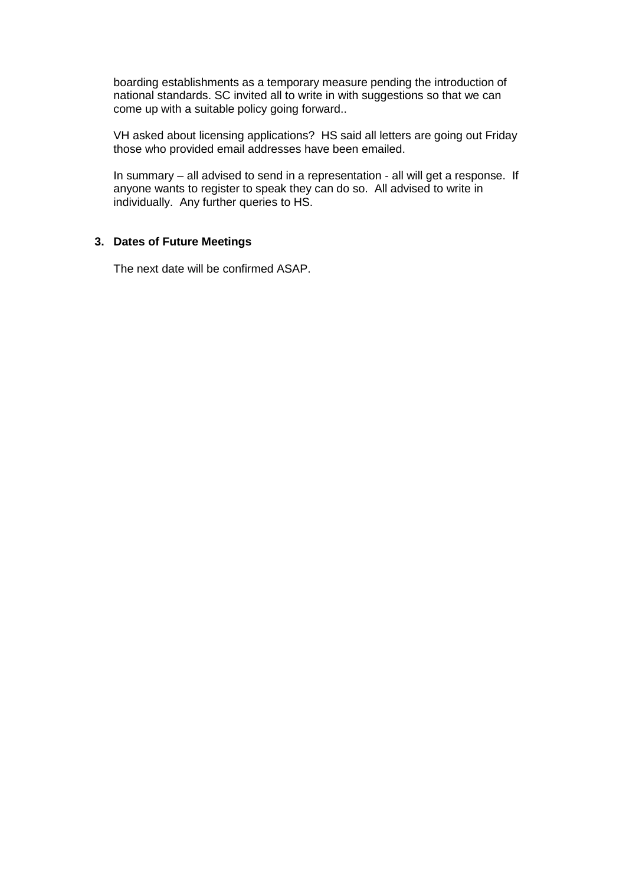boarding establishments as a temporary measure pending the introduction of national standards. SC invited all to write in with suggestions so that we can come up with a suitable policy going forward..

VH asked about licensing applications? HS said all letters are going out Friday those who provided email addresses have been emailed.

In summary – all advised to send in a representation - all will get a response. If anyone wants to register to speak they can do so. All advised to write in individually. Any further queries to HS.

**3. Dates of Future Meetings**

The next date will be confirmed ASAP.